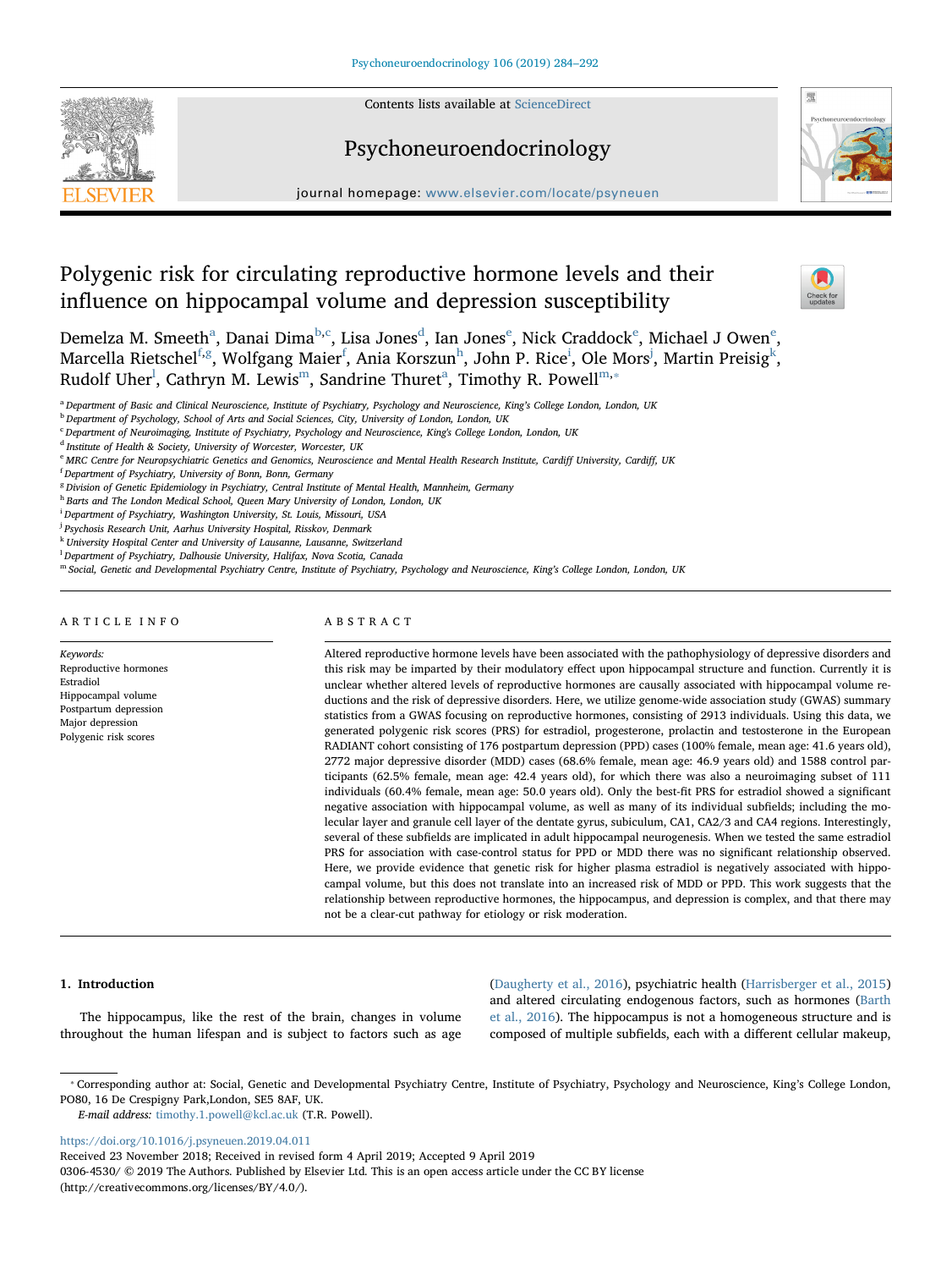# Polygenic risk for circulating reproductive hormone levels and their influence on hippocampal volume and depression susceptibility

Demelza M. Smeeth[a], Danai Dima[b,c], Lisa Jones[d], Ian Jones[e], Nick Craddock[e], Michael J Owen[e], Marcella Rietschel[f,g], Wolfgang Maier[f], Ania Korszun[h], John P. Rice[i], Ole Mors[j], Martin Preisig[k], Rudolf Uher[l], Cathryn M. Lewis[m], Sandrine Thuret[a], Timothy R. Powell[m,*]

[a] Department of Basic and Clinical Neuroscience, Institute of Psychiatry, Psychology and Neuroscience, King's College London, London, UK
[b] Department of Psychology, School of Arts and Social Sciences, City, University of London, London, UK
[c] Department of Neuroimaging, Institute of Psychiatry, Psychology and Neuroscience, King's College London, London, UK
[d] Institute of Health & Society, University of Worcester, Worcester, UK
[e] MRC Centre for Neuropsychiatric Genetics and Genomics, Neuroscience and Mental Health Research Institute, Cardiff University, Cardiff, UK
[f] Department of Psychiatry, University of Bonn, Bonn, Germany
[g] Division of Genetic Epidemiology in Psychiatry, Central Institute of Mental Health, Mannheim, Germany
[h] Barts and The London Medical School, Queen Mary University of London, London, UK
[i] Department of Psychiatry, Washington University, St. Louis, Missouri, USA
[j] Psychosis Research Unit, Aarhus University Hospital, Risskov, Denmark
[k] University Hospital Center and University of Lausanne, Lausanne, Switzerland
[l] Department of Psychiatry, Dalhousie University, Halifax, Nova Scotia, Canada
[m] Social, Genetic and Developmental Psychiatry Centre, Institute of Psychiatry, Psychology and Neuroscience, King's College London, London, UK

## ARTICLE INFO

*Keywords:*
Reproductive hormones
Estradiol
Hippocampal volume
Postpartum depression
Major depression
Polygenic risk scores

## ABSTRACT

Altered reproductive hormone levels have been associated with the pathophysiology of depressive disorders and this risk may be imparted by their modulatory effect upon hippocampal structure and function. Currently it is unclear whether altered levels of reproductive hormones are causally associated with hippocampal volume reductions and the risk of depressive disorders. Here, we utilize genome-wide association study (GWAS) summary statistics from a GWAS focusing on reproductive hormones, consisting of 2913 individuals. Using this data, we generated polygenic risk scores (PRS) for estradiol, progesterone, prolactin and testosterone in the European RADIANT cohort consisting of 176 postpartum depression (PPD) cases (100% female, mean age: 41.6 years old), 2772 major depressive disorder (MDD) cases (68.6% female, mean age: 46.9 years old) and 1588 control participants (62.5% female, mean age: 42.4 years old), for which there was also a neuroimaging subset of 111 individuals (60.4% female, mean age: 50.0 years old). Only the best-fit PRS for estradiol showed a significant negative association with hippocampal volume, as well as many of its individual subfields; including the molecular layer and granule cell layer of the dentate gyrus, subiculum, CA1, CA2/3 and CA4 regions. Interestingly, several of these subfields are implicated in adult hippocampal neurogenesis. When we tested the same estradiol PRS for association with case-control status for PPD or MDD there was no significant relationship observed. Here, we provide evidence that genetic risk for higher plasma estradiol is negatively associated with hippocampal volume, but this does not translate into an increased risk of MDD or PPD. This work suggests that the relationship between reproductive hormones, the hippocampus, and depression is complex, and that there may not be a clear-cut pathway for etiology or risk moderation.

## 1. Introduction

The hippocampus, like the rest of the brain, changes in volume throughout the human lifespan and is subject to factors such as age (Daugherty et al., 2016), psychiatric health (Harrisberger et al., 2015) and altered circulating endogenous factors, such as hormones (Barth et al., 2016). The hippocampus is not a homogeneous structure and is composed of multiple subfields, each with a different cellular makeup,

* Corresponding author at: Social, Genetic and Developmental Psychiatry Centre, Institute of Psychiatry, Psychology and Neuroscience, King's College London, PO80, 16 De Crespigny Park,London, SE5 8AF, UK.
*E-mail address:* timothy.1.powell@kcl.ac.uk (T.R. Powell).

https://doi.org/10.1016/j.psyneuen.2019.04.011
Received 23 November 2018; Received in revised form 4 April 2019; Accepted 9 April 2019
0306-4530/ © 2019 The Authors. Published by Elsevier Ltd. This is an open access article under the CC BY license (http://creativecommons.org/licenses/BY/4.0/).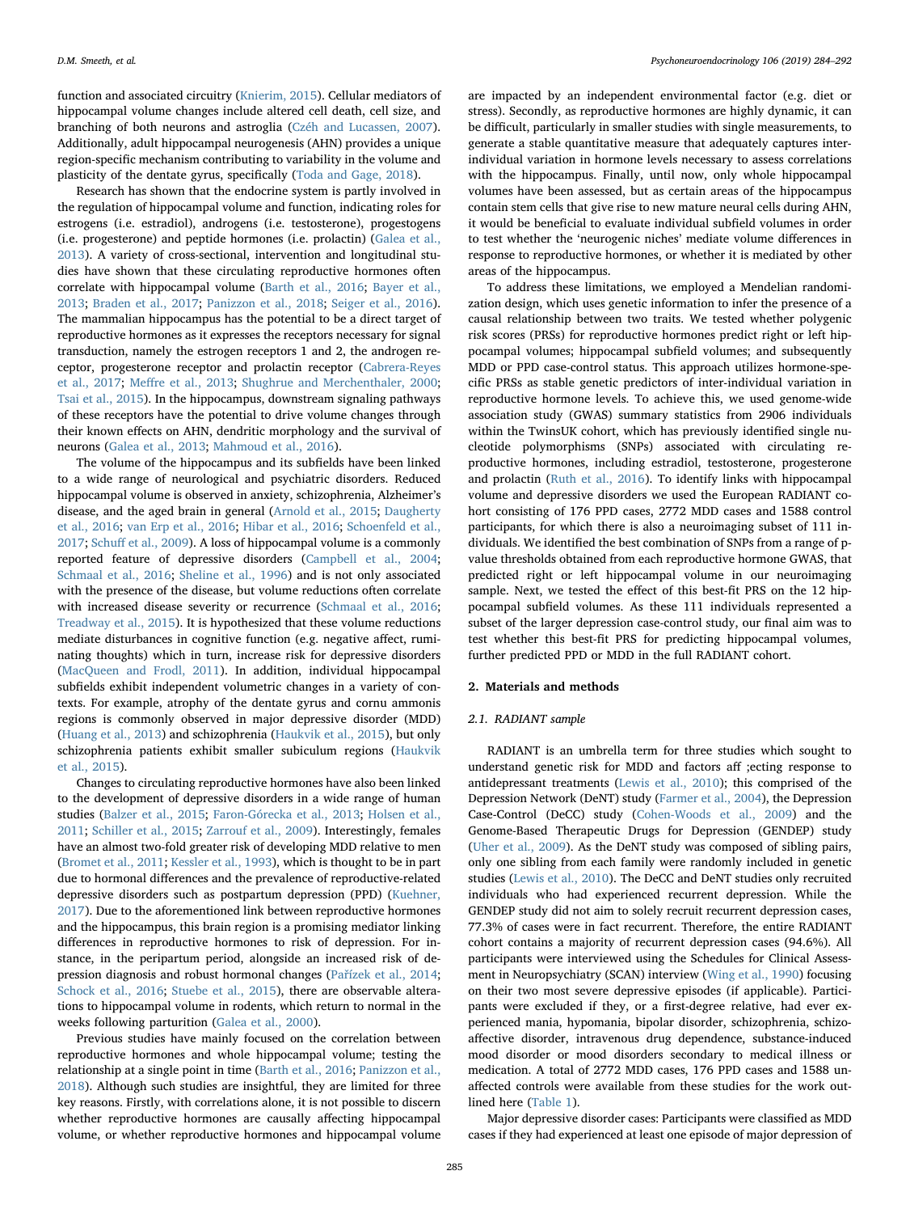function and associated circuitry (Knierim, 2015). Cellular mediators of hippocampal volume changes include altered cell death, cell size, and branching of both neurons and astroglia (Czéh and Lucassen, 2007). Additionally, adult hippocampal neurogenesis (AHN) provides a unique region-specific mechanism contributing to variability in the volume and plasticity of the dentate gyrus, specifically (Toda and Gage, 2018).

Research has shown that the endocrine system is partly involved in the regulation of hippocampal volume and function, indicating roles for estrogens (i.e. estradiol), androgens (i.e. testosterone), progestogens (i.e. progesterone) and peptide hormones (i.e. prolactin) (Galea et al., 2013). A variety of cross-sectional, intervention and longitudinal studies have shown that these circulating reproductive hormones often correlate with hippocampal volume (Barth et al., 2016; Bayer et al., 2013; Braden et al., 2017; Panizzon et al., 2018; Seiger et al., 2016). The mammalian hippocampus has the potential to be a direct target of reproductive hormones as it expresses the receptors necessary for signal transduction, namely the estrogen receptors 1 and 2, the androgen receptor, progesterone receptor and prolactin receptor (Cabrera-Reyes et al., 2017; Meffre et al., 2013; Shughrue and Merchenthaler, 2000; Tsai et al., 2015). In the hippocampus, downstream signaling pathways of these receptors have the potential to drive volume changes through their known effects on AHN, dendritic morphology and the survival of neurons (Galea et al., 2013; Mahmoud et al., 2016).

The volume of the hippocampus and its subfields have been linked to a wide range of neurological and psychiatric disorders. Reduced hippocampal volume is observed in anxiety, schizophrenia, Alzheimer's disease, and the aged brain in general (Arnold et al., 2015; Daugherty et al., 2016; van Erp et al., 2016; Hibar et al., 2016; Schoenfeld et al., 2017; Schuff et al., 2009). A loss of hippocampal volume is a commonly reported feature of depressive disorders (Campbell et al., 2004; Schmaal et al., 2016; Sheline et al., 1996) and is not only associated with the presence of the disease, but volume reductions often correlate with increased disease severity or recurrence (Schmaal et al., 2016; Treadway et al., 2015). It is hypothesized that these volume reductions mediate disturbances in cognitive function (e.g. negative affect, ruminating thoughts) which in turn, increase risk for depressive disorders (MacQueen and Frodl, 2011). In addition, individual hippocampal subfields exhibit independent volumetric changes in a variety of contexts. For example, atrophy of the dentate gyrus and cornu ammonis regions is commonly observed in major depressive disorder (MDD) (Huang et al., 2013) and schizophrenia (Haukvik et al., 2015), but only schizophrenia patients exhibit smaller subiculum regions (Haukvik et al., 2015).

Changes to circulating reproductive hormones have also been linked to the development of depressive disorders in a wide range of human studies (Balzer et al., 2015; Faron-Górecka et al., 2013; Holsen et al., 2011; Schiller et al., 2015; Zarrouf et al., 2009). Interestingly, females have an almost two-fold greater risk of developing MDD relative to men (Bromet et al., 2011; Kessler et al., 1993), which is thought to be in part due to hormonal differences and the prevalence of reproductive-related depressive disorders such as postpartum depression (PPD) (Kuehner, 2017). Due to the aforementioned link between reproductive hormones and the hippocampus, this brain region is a promising mediator linking differences in reproductive hormones to risk of depression. For instance, in the peripartum period, alongside an increased risk of depression diagnosis and robust hormonal changes (Pařízek et al., 2014; Schock et al., 2016; Stuebe et al., 2015), there are observable alterations to hippocampal volume in rodents, which return to normal in the weeks following parturition (Galea et al., 2000).

Previous studies have mainly focused on the correlation between reproductive hormones and whole hippocampal volume; testing the relationship at a single point in time (Barth et al., 2016; Panizzon et al., 2018). Although such studies are insightful, they are limited for three key reasons. Firstly, with correlations alone, it is not possible to discern whether reproductive hormones are causally affecting hippocampal volume, or whether reproductive hormones and hippocampal volume are impacted by an independent environmental factor (e.g. diet or stress). Secondly, as reproductive hormones are highly dynamic, it can be difficult, particularly in smaller studies with single measurements, to generate a stable quantitative measure that adequately captures inter-individual variation in hormone levels necessary to assess correlations with the hippocampus. Finally, until now, only whole hippocampal volumes have been assessed, but as certain areas of the hippocampus contain stem cells that give rise to new mature neural cells during AHN, it would be beneficial to evaluate individual subfield volumes in order to test whether the 'neurogenic niches' mediate volume differences in response to reproductive hormones, or whether it is mediated by other areas of the hippocampus.

To address these limitations, we employed a Mendelian randomization design, which uses genetic information to infer the presence of a causal relationship between two traits. We tested whether polygenic risk scores (PRSs) for reproductive hormones predict right or left hippocampal volumes; hippocampal subfield volumes; and subsequently MDD or PPD case-control status. This approach utilizes hormone-specific PRSs as stable genetic predictors of inter-individual variation in reproductive hormone levels. To achieve this, we used genome-wide association study (GWAS) summary statistics from 2906 individuals within the TwinsUK cohort, which has previously identified single nucleotide polymorphisms (SNPs) associated with circulating reproductive hormones, including estradiol, testosterone, progesterone and prolactin (Ruth et al., 2016). To identify links with hippocampal volume and depressive disorders we used the European RADIANT cohort consisting of 176 PPD cases, 2772 MDD cases and 1588 control participants, for which there is also a neuroimaging subset of 111 individuals. We identified the best combination of SNPs from a range of p-value thresholds obtained from each reproductive hormone GWAS, that predicted right or left hippocampal volume in our neuroimaging sample. Next, we tested the effect of this best-fit PRS on the 12 hippocampal subfield volumes. As these 111 individuals represented a subset of the larger depression case-control study, our final aim was to test whether this best-fit PRS for predicting hippocampal volumes, further predicted PPD or MDD in the full RADIANT cohort.

## 2. Materials and methods

### 2.1. RADIANT sample

RADIANT is an umbrella term for three studies which sought to understand genetic risk for MDD and factors aff ;ecting response to antidepressant treatments (Lewis et al., 2010); this comprised of the Depression Network (DeNT) study (Farmer et al., 2004), the Depression Case-Control (DeCC) study (Cohen-Woods et al., 2009) and the Genome-Based Therapeutic Drugs for Depression (GENDEP) study (Uher et al., 2009). As the DeNT study was composed of sibling pairs, only one sibling from each family were randomly included in genetic studies (Lewis et al., 2010). The DeCC and DeNT studies only recruited individuals who had experienced recurrent depression. While the GENDEP study did not aim to solely recruit recurrent depression cases, 77.3% of cases were in fact recurrent. Therefore, the entire RADIANT cohort contains a majority of recurrent depression cases (94.6%). All participants were interviewed using the Schedules for Clinical Assessment in Neuropsychiatry (SCAN) interview (Wing et al., 1990) focusing on their two most severe depressive episodes (if applicable). Participants were excluded if they, or a first-degree relative, had ever experienced mania, hypomania, bipolar disorder, schizophrenia, schizoaffective disorder, intravenous drug dependence, substance-induced mood disorder or mood disorders secondary to medical illness or medication. A total of 2772 MDD cases, 176 PPD cases and 1588 unaffected controls were available from these studies for the work outlined here (Table 1).

Major depressive disorder cases: Participants were classified as MDD cases if they had experienced at least one episode of major depression of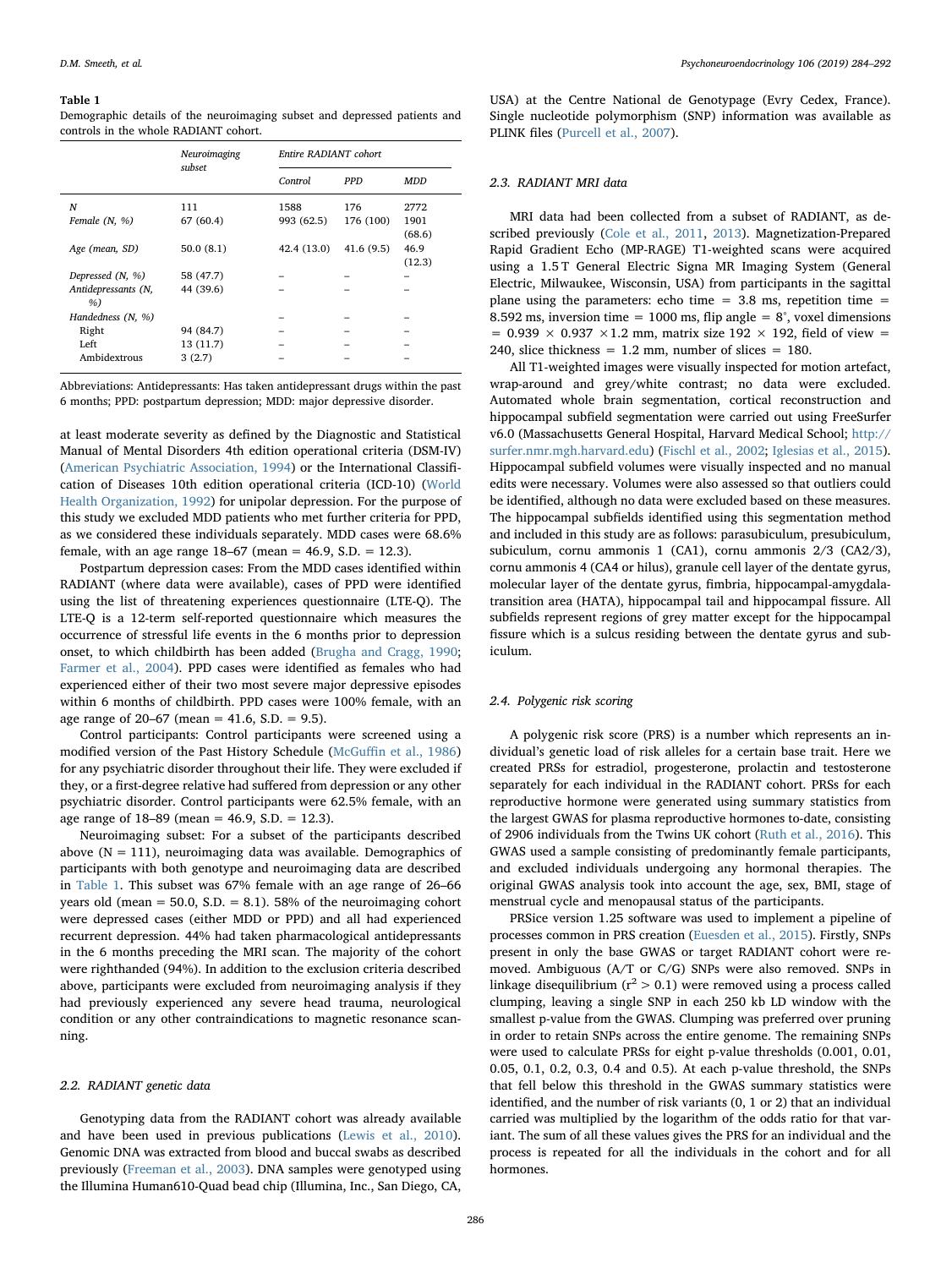**Table 1**
Demographic details of the neuroimaging subset and depressed patients and controls in the whole RADIANT cohort.

| | Neuroimaging subset | Entire RADIANT cohort | | |
|---|---|---|---|---|
| | | *Control* | *PPD* | *MDD* |
| *N* | 111 | 1588 | 176 | 2772 |
| *Female (N, %)* | 67 (60.4) | 993 (62.5) | 176 (100) | 1901 (68.6) |
| *Age (mean, SD)* | 50.0 (8.1) | 42.4 (13.0) | 41.6 (9.5) | 46.9 (12.3) |
| *Depressed (N, %)* | 58 (47.7) | – | – | – |
| *Antidepressants (N, %)* | 44 (39.6) | – | – | – |
| *Handedness (N, %)* | | – | – | – |
| Right | 94 (84.7) | – | – | – |
| Left | 13 (11.7) | – | – | – |
| Ambidextrous | 3 (2.7) | – | – | – |

Abbreviations: Antidepressants: Has taken antidepressant drugs within the past 6 months; PPD: postpartum depression; MDD: major depressive disorder.

at least moderate severity as defined by the Diagnostic and Statistical Manual of Mental Disorders 4th edition operational criteria (DSM-IV) (American Psychiatric Association, 1994) or the International Classification of Diseases 10th edition operational criteria (ICD-10) (World Health Organization, 1992) for unipolar depression. For the purpose of this study we excluded MDD patients who met further criteria for PPD, as we considered these individuals separately. MDD cases were 68.6% female, with an age range 18–67 (mean = 46.9, S.D. = 12.3).

Postpartum depression cases: From the MDD cases identified within RADIANT (where data were available), cases of PPD were identified using the list of threatening experiences questionnaire (LTE-Q). The LTE-Q is a 12-term self-reported questionnaire which measures the occurrence of stressful life events in the 6 months prior to depression onset, to which childbirth has been added (Brugha and Cragg, 1990; Farmer et al., 2004). PPD cases were identified as females who had experienced either of their two most severe major depressive episodes within 6 months of childbirth. PPD cases were 100% female, with an age range of 20–67 (mean = 41.6, S.D. = 9.5).

Control participants: Control participants were screened using a modified version of the Past History Schedule (McGuffin et al., 1986) for any psychiatric disorder throughout their life. They were excluded if they, or a first-degree relative had suffered from depression or any other psychiatric disorder. Control participants were 62.5% female, with an age range of 18–89 (mean = 46.9, S.D. = 12.3).

Neuroimaging subset: For a subset of the participants described above (N = 111), neuroimaging data was available. Demographics of participants with both genotype and neuroimaging data are described in Table 1. This subset was 67% female with an age range of 26–66 years old (mean = 50.0, S.D. = 8.1). 58% of the neuroimaging cohort were depressed cases (either MDD or PPD) and all had experienced recurrent depression. 44% had taken pharmacological antidepressants in the 6 months preceding the MRI scan. The majority of the cohort were righthanded (94%). In addition to the exclusion criteria described above, participants were excluded from neuroimaging analysis if they had previously experienced any severe head trauma, neurological condition or any other contraindications to magnetic resonance scanning.

### 2.2. RADIANT genetic data

Genotyping data from the RADIANT cohort was already available and have been used in previous publications (Lewis et al., 2010). Genomic DNA was extracted from blood and buccal swabs as described previously (Freeman et al., 2003). DNA samples were genotyped using the Illumina Human610-Quad bead chip (Illumina, Inc., San Diego, CA, USA) at the Centre National de Genotypage (Evry Cedex, France). Single nucleotide polymorphism (SNP) information was available as PLINK files (Purcell et al., 2007).

### 2.3. RADIANT MRI data

MRI data had been collected from a subset of RADIANT, as described previously (Cole et al., 2011, 2013). Magnetization-Prepared Rapid Gradient Echo (MP-RAGE) T1-weighted scans were acquired using a 1.5 T General Electric Signa MR Imaging System (General Electric, Milwaukee, Wisconsin, USA) from participants in the sagittal plane using the parameters: echo time = 3.8 ms, repetition time = 8.592 ms, inversion time = 1000 ms, flip angle = 8°, voxel dimensions = 0.939 × 0.937 ×1.2 mm, matrix size 192 × 192, field of view = 240, slice thickness = 1.2 mm, number of slices = 180.

All T1-weighted images were visually inspected for motion artefact, wrap-around and grey/white contrast; no data were excluded. Automated whole brain segmentation, cortical reconstruction and hippocampal subfield segmentation were carried out using FreeSurfer v6.0 (Massachusetts General Hospital, Harvard Medical School; http://surfer.nmr.mgh.harvard.edu) (Fischl et al., 2002; Iglesias et al., 2015). Hippocampal subfield volumes were visually inspected and no manual edits were necessary. Volumes were also assessed so that outliers could be identified, although no data were excluded based on these measures. The hippocampal subfields identified using this segmentation method and included in this study are as follows: parasubiculum, presubiculum, subiculum, cornu ammonis 1 (CA1), cornu ammonis 2/3 (CA2/3), cornu ammonis 4 (CA4 or hilus), granule cell layer of the dentate gyrus, molecular layer of the dentate gyrus, fimbria, hippocampal-amygdala-transition area (HATA), hippocampal tail and hippocampal fissure. All subfields represent regions of grey matter except for the hippocampal fissure which is a sulcus residing between the dentate gyrus and subiculum.

### 2.4. Polygenic risk scoring

A polygenic risk score (PRS) is a number which represents an individual's genetic load of risk alleles for a certain base trait. Here we created PRSs for estradiol, progesterone, prolactin and testosterone separately for each individual in the RADIANT cohort. PRSs for each reproductive hormone were generated using summary statistics from the largest GWAS for plasma reproductive hormones to-date, consisting of 2906 individuals from the Twins UK cohort (Ruth et al., 2016). This GWAS used a sample consisting of predominantly female participants, and excluded individuals undergoing any hormonal therapies. The original GWAS analysis took into account the age, sex, BMI, stage of menstrual cycle and menopausal status of the participants.

PRSice version 1.25 software was used to implement a pipeline of processes common in PRS creation (Euesden et al., 2015). Firstly, SNPs present in only the base GWAS or target RADIANT cohort were removed. Ambiguous (A/T or C/G) SNPs were also removed. SNPs in linkage disequilibrium ($r^2 > 0.1$) were removed using a process called clumping, leaving a single SNP in each 250 kb LD window with the smallest p-value from the GWAS. Clumping was preferred over pruning in order to retain SNPs across the entire genome. The remaining SNPs were used to calculate PRSs for eight p-value thresholds (0.001, 0.01, 0.05, 0.1, 0.2, 0.3, 0.4 and 0.5). At each p-value threshold, the SNPs that fell below this threshold in the GWAS summary statistics were identified, and the number of risk variants (0, 1 or 2) that an individual carried was multiplied by the logarithm of the odds ratio for that variant. The sum of all these values gives the PRS for an individual and the process is repeated for all the individuals in the cohort and for all hormones.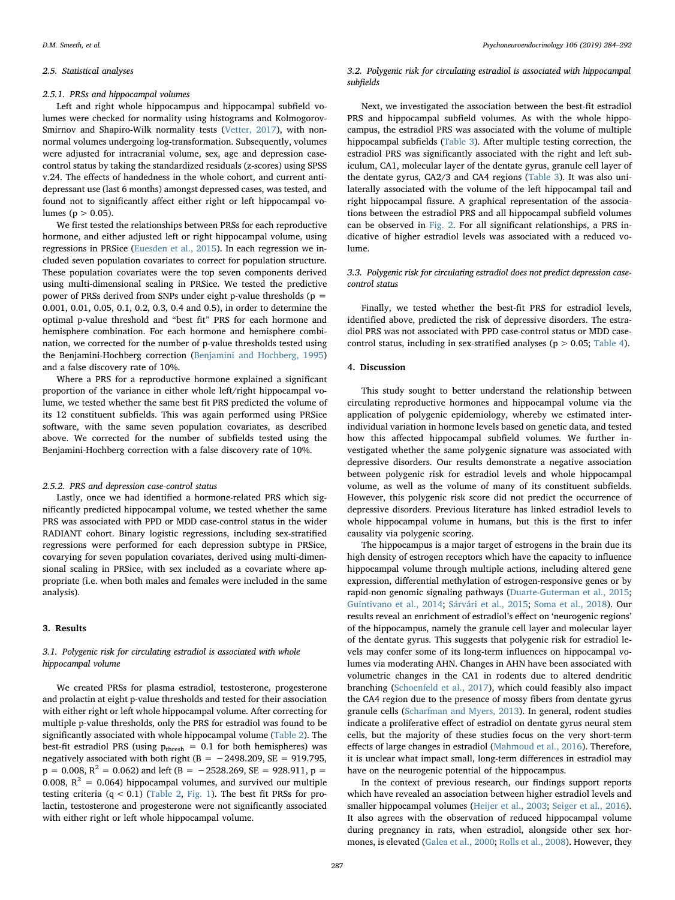### 2.5. Statistical analyses

#### 2.5.1. PRSs and hippocampal volumes

Left and right whole hippocampus and hippocampal subfield volumes were checked for normality using histograms and Kolmogorov-Smirnov and Shapiro-Wilk normality tests (Vetter, 2017), with non-normal volumes undergoing log-transformation. Subsequently, volumes were adjusted for intracranial volume, sex, age and depression case-control status by taking the standardized residuals (z-scores) using SPSS v.24. The effects of handedness in the whole cohort, and current antidepressant use (last 6 months) amongst depressed cases, was tested, and found not to significantly affect either right or left hippocampal volumes ($p > 0.05$).

We first tested the relationships between PRSs for each reproductive hormone, and either adjusted left or right hippocampal volume, using regressions in PRSice (Euesden et al., 2015). In each regression we included seven population covariates to correct for population structure. These population covariates were the top seven components derived using multi-dimensional scaling in PRSice. We tested the predictive power of PRSs derived from SNPs under eight p-value thresholds ($p = 0.001$, 0.01, 0.05, 0.1, 0.2, 0.3, 0.4 and 0.5), in order to determine the optimal p-value threshold and "best fit" PRS for each hormone and hemisphere combination. For each hormone and hemisphere combination, we corrected for the number of p-value thresholds tested using the Benjamini-Hochberg correction (Benjamini and Hochberg, 1995) and a false discovery rate of 10%.

Where a PRS for a reproductive hormone explained a significant proportion of the variance in either whole left/right hippocampal volume, we tested whether the same best fit PRS predicted the volume of its 12 constituent subfields. This was again performed using PRSice software, with the same seven population covariates, as described above. We corrected for the number of subfields tested using the Benjamini-Hochberg correction with a false discovery rate of 10%.

#### 2.5.2. PRS and depression case-control status

Lastly, once we had identified a hormone-related PRS which significantly predicted hippocampal volume, we tested whether the same PRS was associated with PPD or MDD case-control status in the wider RADIANT cohort. Binary logistic regressions, including sex-stratified regressions were performed for each depression subtype in PRSice, covarying for seven population covariates, derived using multi-dimensional scaling in PRSice, with sex included as a covariate where appropriate (i.e. when both males and females were included in the same analysis).

## 3. Results

### 3.1. Polygenic risk for circulating estradiol is associated with whole hippocampal volume

We created PRSs for plasma estradiol, testosterone, progesterone and prolactin at eight p-value thresholds and tested for their association with either right or left whole hippocampal volume. After correcting for multiple p-value thresholds, only the PRS for estradiol was found to be significantly associated with whole hippocampal volume (Table 2). The best-fit estradiol PRS (using $p_{thresh} = 0.1$ for both hemispheres) was negatively associated with both right ($B = -2498.209$, $SE = 919.795$, $p = 0.008$, $R^2 = 0.062$) and left ($B = -2528.269$, $SE = 928.911$, $p = 0.008$, $R^2 = 0.064$) hippocampal volumes, and survived our multiple testing criteria ($q < 0.1$) (Table 2, Fig. 1). The best fit PRSs for prolactin, testosterone and progesterone were not significantly associated with either right or left whole hippocampal volume.

### 3.2. Polygenic risk for circulating estradiol is associated with hippocampal subfields

Next, we investigated the association between the best-fit estradiol PRS and hippocampal subfield volumes. As with the whole hippocampus, the estradiol PRS was associated with the volume of multiple hippocampal subfields (Table 3). After multiple testing correction, the estradiol PRS was significantly associated with the right and left subiculum, CA1, molecular layer of the dentate gyrus, granule cell layer of the dentate gyrus, CA2/3 and CA4 regions (Table 3). It was also unilaterally associated with the volume of the left hippocampal tail and right hippocampal fissure. A graphical representation of the associations between the estradiol PRS and all hippocampal subfield volumes can be observed in Fig. 2. For all significant relationships, a PRS indicative of higher estradiol levels was associated with a reduced volume.

### 3.3. Polygenic risk for circulating estradiol does not predict depression case-control status

Finally, we tested whether the best-fit PRS for estradiol levels, identified above, predicted the risk of depressive disorders. The estradiol PRS was not associated with PPD case-control status or MDD case-control status, including in sex-stratified analyses ($p > 0.05$; Table 4).

## 4. Discussion

This study sought to better understand the relationship between circulating reproductive hormones and hippocampal volume via the application of polygenic epidemiology, whereby we estimated inter-individual variation in hormone levels based on genetic data, and tested how this affected hippocampal subfield volumes. We further investigated whether the same polygenic signature was associated with depressive disorders. Our results demonstrate a negative association between polygenic risk for estradiol levels and whole hippocampal volume, as well as the volume of many of its constituent subfields. However, this polygenic risk score did not predict the occurrence of depressive disorders. Previous literature has linked estradiol levels to whole hippocampal volume in humans, but this is the first to infer causality via polygenic scoring.

The hippocampus is a major target of estrogens in the brain due its high density of estrogen receptors which have the capacity to influence hippocampal volume through multiple actions, including altered gene expression, differential methylation of estrogen-responsive genes or by rapid-non genomic signaling pathways (Duarte-Guterman et al., 2015; Guintivano et al., 2014; Sárvári et al., 2015; Soma et al., 2018). Our results reveal an enrichment of estradiol's effect on 'neurogenic regions' of the hippocampus, namely the granule cell layer and molecular layer of the dentate gyrus. This suggests that polygenic risk for estradiol levels may confer some of its long-term influences on hippocampal volumes via moderating AHN. Changes in AHN have been associated with volumetric changes in the CA1 in rodents due to altered dendritic branching (Schoenfeld et al., 2017), which could feasibly also impact the CA4 region due to the presence of mossy fibers from dentate gyrus granule cells (Scharfman and Myers, 2013). In general, rodent studies indicate a proliferative effect of estradiol on dentate gyrus neural stem cells, but the majority of these studies focus on the very short-term effects of large changes in estradiol (Mahmoud et al., 2016). Therefore, it is unclear what impact small, long-term differences in estradiol may have on the neurogenic potential of the hippocampus.

In the context of previous research, our findings support reports which have revealed an association between higher estradiol levels and smaller hippocampal volumes (Heijer et al., 2003; Seiger et al., 2016). It also agrees with the observation of reduced hippocampal volume during pregnancy in rats, when estradiol, alongside other sex hormones, is elevated (Galea et al., 2000; Rolls et al., 2008). However, they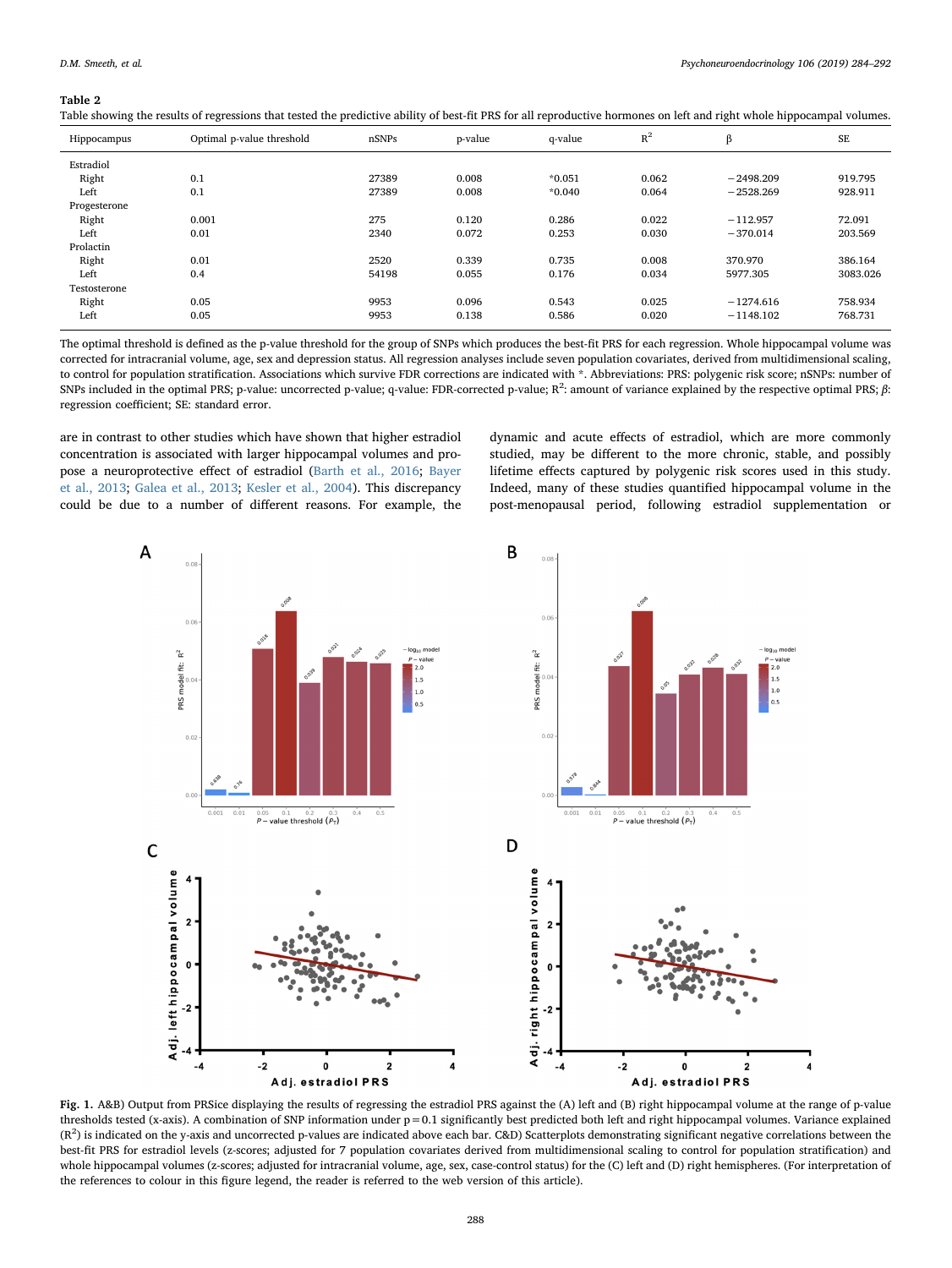**Table 2**
Table showing the results of regressions that tested the predictive ability of best-fit PRS for all reproductive hormones on left and right whole hippocampal volumes.

| Hippocampus | Optimal p-value threshold | nSNPs | p-value | q-value | $R^2$ | β | SE |
|---|---|---|---|---|---|---|---|
| Estradiol | | | | | | | |
| Right | 0.1 | 27389 | 0.008 | *0.051 | 0.062 | −2498.209 | 919.795 |
| Left | 0.1 | 27389 | 0.008 | *0.040 | 0.064 | −2528.269 | 928.911 |
| Progesterone | | | | | | | |
| Right | 0.001 | 275 | 0.120 | 0.286 | 0.022 | −112.957 | 72.091 |
| Left | 0.01 | 2340 | 0.072 | 0.253 | 0.030 | −370.014 | 203.569 |
| Prolactin | | | | | | | |
| Right | 0.01 | 2520 | 0.339 | 0.735 | 0.008 | 370.970 | 386.164 |
| Left | 0.4 | 54198 | 0.055 | 0.176 | 0.034 | 5977.305 | 3083.026 |
| Testosterone | | | | | | | |
| Right | 0.05 | 9953 | 0.096 | 0.543 | 0.025 | −1274.616 | 758.934 |
| Left | 0.05 | 9953 | 0.138 | 0.586 | 0.020 | −1148.102 | 768.731 |

The optimal threshold is defined as the p-value threshold for the group of SNPs which produces the best-fit PRS for each regression. Whole hippocampal volume was corrected for intracranial volume, age, sex and depression status. All regression analyses include seven population covariates, derived from multidimensional scaling, to control for population stratification. Associations which survive FDR corrections are indicated with *. Abbreviations: PRS: polygenic risk score; nSNPs: number of SNPs included in the optimal PRS; p-value: uncorrected p-value; q-value: FDR-corrected p-value; $R^2$: amount of variance explained by the respective optimal PRS; β: regression coefficient; SE: standard error.

are in contrast to other studies which have shown that higher estradiol concentration is associated with larger hippocampal volumes and propose a neuroprotective effect of estradiol (Barth et al., 2016; Bayer et al., 2013; Galea et al., 2013; Kesler et al., 2004). This discrepancy could be due to a number of different reasons. For example, the dynamic and acute effects of estradiol, which are more commonly studied, may be different to the more chronic, stable, and possibly lifetime effects captured by polygenic risk scores used in this study. Indeed, many of these studies quantified hippocampal volume in the post-menopausal period, following estradiol supplementation or

**Fig. 1.** A&B) Output from PRSice displaying the results of regressing the estradiol PRS against the (A) left and (B) right hippocampal volume at the range of p-value thresholds tested (x-axis). A combination of SNP information under p = 0.1 significantly best predicted both left and right hippocampal volumes. Variance explained ($R^2$) is indicated on the y-axis and uncorrected p-values are indicated above each bar. C&D) Scatterplots demonstrating significant negative correlations between the best-fit PRS for estradiol levels (z-scores; adjusted for 7 population covariates derived from multidimensional scaling to control for population stratification) and whole hippocampal volumes (z-scores; adjusted for intracranial volume, age, sex, case-control status) for the (C) left and (D) right hemispheres. (For interpretation of the references to colour in this figure legend, the reader is referred to the web version of this article).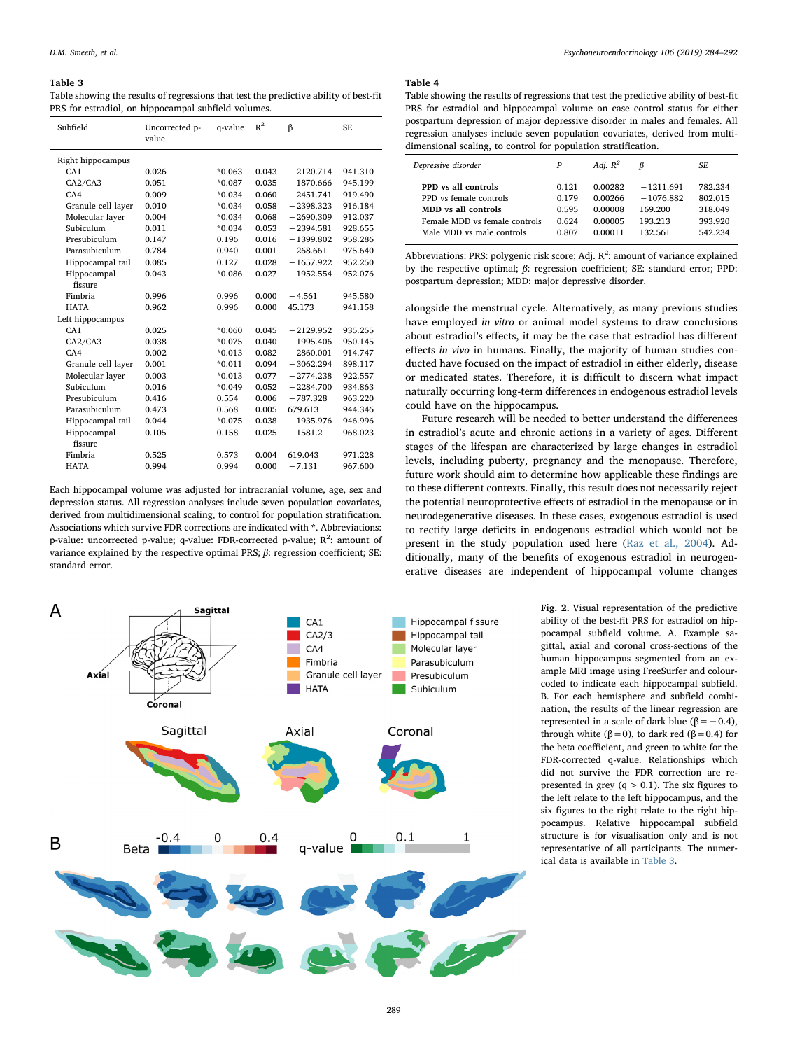**Table 3**
Table showing the results of regressions that test the predictive ability of best-fit PRS for estradiol, on hippocampal subfield volumes.

| Subfield | Uncorrected p-value | q-value | $R^2$ | β | SE |
|---|---|---|---|---|---|
| Right hippocampus | | | | | |
| CA1 | 0.026 | *0.063 | 0.043 | −2120.714 | 941.310 |
| CA2/CA3 | 0.051 | *0.087 | 0.035 | −1870.666 | 945.199 |
| CA4 | 0.009 | *0.034 | 0.060 | −2451.741 | 919.490 |
| Granule cell layer | 0.010 | *0.034 | 0.058 | −2398.323 | 916.184 |
| Molecular layer | 0.004 | *0.034 | 0.068 | −2690.309 | 912.037 |
| Subiculum | 0.011 | *0.034 | 0.053 | −2394.581 | 928.655 |
| Presubiculum | 0.147 | 0.196 | 0.016 | −1399.802 | 958.286 |
| Parasubiculum | 0.784 | 0.940 | 0.001 | −268.661 | 975.640 |
| Hippocampal tail | 0.085 | 0.127 | 0.028 | −1657.922 | 952.250 |
| Hippocampal fissure | 0.043 | *0.086 | 0.027 | −1952.554 | 952.076 |
| Fimbria | 0.996 | 0.996 | 0.000 | −4.561 | 945.580 |
| HATA | 0.962 | 0.996 | 0.000 | 45.173 | 941.158 |
| Left hippocampus | | | | | |
| CA1 | 0.025 | *0.060 | 0.045 | −2129.952 | 935.255 |
| CA2/CA3 | 0.038 | *0.075 | 0.040 | −1995.406 | 950.145 |
| CA4 | 0.002 | *0.013 | 0.082 | −2860.001 | 914.747 |
| Granule cell layer | 0.001 | *0.011 | 0.094 | −3062.294 | 898.117 |
| Molecular layer | 0.003 | *0.013 | 0.077 | −2774.238 | 922.557 |
| Subiculum | 0.016 | *0.049 | 0.052 | −2284.700 | 934.863 |
| Presubiculum | 0.416 | 0.554 | 0.006 | −787.328 | 963.220 |
| Parasubiculum | 0.473 | 0.568 | 0.005 | 679.613 | 944.346 |
| Hippocampal tail | 0.044 | *0.075 | 0.038 | −1935.976 | 946.996 |
| Hippocampal fissure | 0.105 | 0.158 | 0.025 | −1581.2 | 968.023 |
| Fimbria | 0.525 | 0.573 | 0.004 | 619.043 | 971.228 |
| HATA | 0.994 | 0.994 | 0.000 | −7.131 | 967.600 |

Each hippocampal volume was adjusted for intracranial volume, age, sex and depression status. All regression analyses include seven population covariates, derived from multidimensional scaling, to control for population stratification. Associations which survive FDR corrections are indicated with *. Abbreviations: p-value: uncorrected p-value; q-value: FDR-corrected p-value; $R^2$: amount of variance explained by the respective optimal PRS; β: regression coefficient; SE: standard error.

**Table 4**
Table showing the results of regressions that test the predictive ability of best-fit PRS for estradiol and hippocampal volume on case control status for either postpartum depression of major depressive disorder in males and females. All regression analyses include seven population covariates, derived from multi-dimensional scaling, to control for population stratification.

| *Depressive disorder* | *P* | *Adj. $R^2$* | *β* | *SE* |
|---|---|---|---|---|
| **PPD vs all controls** | 0.121 | 0.00282 | −1211.691 | 782.234 |
| PPD vs female controls | 0.179 | 0.00266 | −1076.882 | 802.015 |
| **MDD vs all controls** | 0.595 | 0.00008 | 169.200 | 318.049 |
| Female MDD vs female controls | 0.624 | 0.00005 | 193.213 | 393.920 |
| Male MDD vs male controls | 0.807 | 0.00011 | 132.561 | 542.234 |

Abbreviations: PRS: polygenic risk score; Adj. $R^2$: amount of variance explained by the respective optimal; β: regression coefficient; SE: standard error; PPD: postpartum depression; MDD: major depressive disorder.

alongside the menstrual cycle. Alternatively, as many previous studies have employed *in vitro* or animal model systems to draw conclusions about estradiol's effects, it may be the case that estradiol has different effects *in vivo* in humans. Finally, the majority of human studies conducted have focused on the impact of estradiol in either elderly, disease or medicated states. Therefore, it is difficult to discern what impact naturally occurring long-term differences in endogenous estradiol levels could have on the hippocampus.

Future research will be needed to better understand the differences in estradiol's acute and chronic actions in a variety of ages. Different stages of the lifespan are characterized by large changes in estradiol levels, including puberty, pregnancy and the menopause. Therefore, future work should aim to determine how applicable these findings are to these different contexts. Finally, this result does not necessarily reject the potential neuroprotective effects of estradiol in the menopause or in neurodegenerative diseases. In these cases, exogenous estradiol is used to rectify large deficits in endogenous estradiol which would not be present in the study population used here (Raz et al., 2004). Additionally, many of the benefits of exogenous estradiol in neurodegenerative diseases are independent of hippocampal volume changes

**Fig. 2.** Visual representation of the predictive ability of the best-fit PRS for estradiol on hippocampal subfield volume. A. Example sagittal, axial and coronal cross-sections of the human hippocampus segmented from an example MRI image using FreeSurfer and colour-coded to indicate each hippocampal subfield. B. For each hemisphere and subfield combination, the results of the linear regression are represented in a scale of dark blue (β = −0.4), through white (β = 0), to dark red (β = 0.4) for the beta coefficient, and green to white for the FDR-corrected q-value. Relationships which did not survive the FDR correction are represented in grey (q > 0.1). The six figures to the left relate to the left hippocampus, and the six figures to the right relate to the right hippocampus. Relative hippocampal subfield structure is for visualisation only and is not representative of all participants. The numerical data is available in Table 3.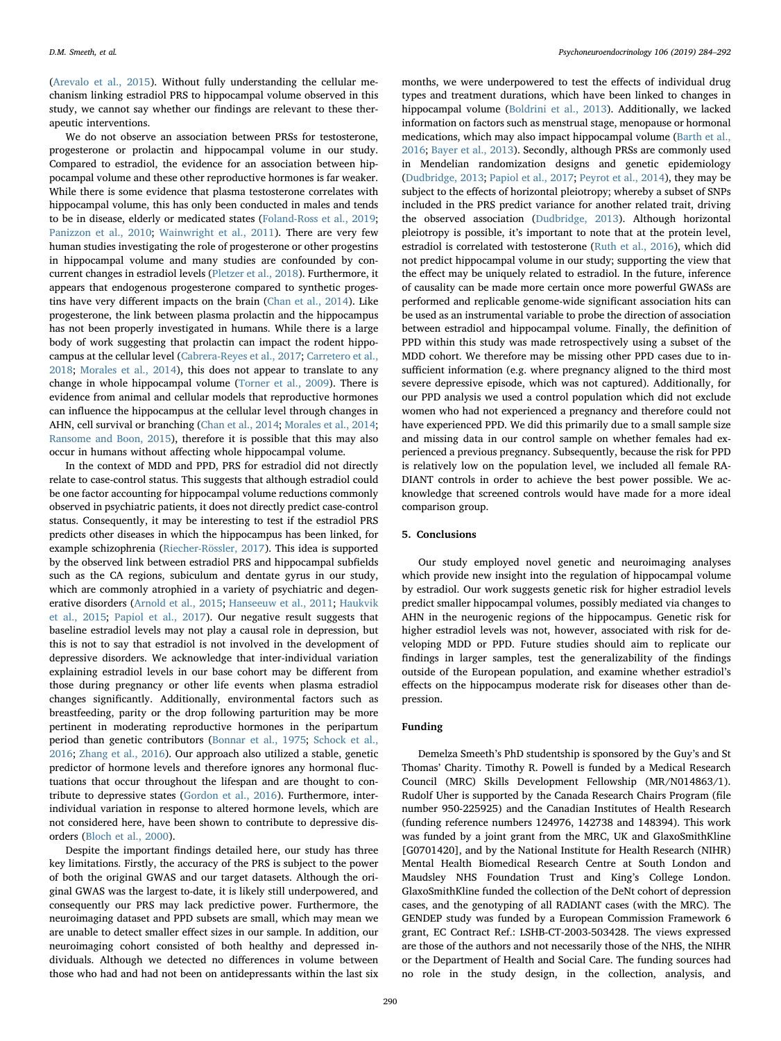(Arevalo et al., 2015). Without fully understanding the cellular mechanism linking estradiol PRS to hippocampal volume observed in this study, we cannot say whether our findings are relevant to these therapeutic interventions.

We do not observe an association between PRSs for testosterone, progesterone or prolactin and hippocampal volume in our study. Compared to estradiol, the evidence for an association between hippocampal volume and these other reproductive hormones is far weaker. While there is some evidence that plasma testosterone correlates with hippocampal volume, this has only been conducted in males and tends to be in disease, elderly or medicated states (Foland-Ross et al., 2019; Panizzon et al., 2010; Wainwright et al., 2011). There are very few human studies investigating the role of progesterone or other progestins in hippocampal volume and many studies are confounded by concurrent changes in estradiol levels (Pletzer et al., 2018). Furthermore, it appears that endogenous progesterone compared to synthetic progestins have very different impacts on the brain (Chan et al., 2014). Like progesterone, the link between plasma prolactin and the hippocampus has not been properly investigated in humans. While there is a large body of work suggesting that prolactin can impact the rodent hippocampus at the cellular level (Cabrera-Reyes et al., 2017; Carretero et al., 2018; Morales et al., 2014), this does not appear to translate to any change in whole hippocampal volume (Torner et al., 2009). There is evidence from animal and cellular models that reproductive hormones can influence the hippocampus at the cellular level through changes in AHN, cell survival or branching (Chan et al., 2014; Morales et al., 2014; Ransome and Boon, 2015), therefore it is possible that this may also occur in humans without affecting whole hippocampal volume.

In the context of MDD and PPD, PRS for estradiol did not directly relate to case-control status. This suggests that although estradiol could be one factor accounting for hippocampal volume reductions commonly observed in psychiatric patients, it does not directly predict case-control status. Consequently, it may be interesting to test if the estradiol PRS predicts other diseases in which the hippocampus has been linked, for example schizophrenia (Riecher-Rössler, 2017). This idea is supported by the observed link between estradiol PRS and hippocampal subfields such as the CA regions, subiculum and dentate gyrus in our study, which are commonly atrophied in a variety of psychiatric and degenerative disorders (Arnold et al., 2015; Hanseeuw et al., 2011; Haukvik et al., 2015; Papiol et al., 2017). Our negative result suggests that baseline estradiol levels may not play a causal role in depression, but this is not to say that estradiol is not involved in the development of depressive disorders. We acknowledge that inter-individual variation explaining estradiol levels in our base cohort may be different from those during pregnancy or other life events when plasma estradiol changes significantly. Additionally, environmental factors such as breastfeeding, parity or the drop following parturition may be more pertinent in moderating reproductive hormones in the peripartum period than genetic contributors (Bonnar et al., 1975; Schock et al., 2016; Zhang et al., 2016). Our approach also utilized a stable, genetic predictor of hormone levels and therefore ignores any hormonal fluctuations that occur throughout the lifespan and are thought to contribute to depressive states (Gordon et al., 2016). Furthermore, inter-individual variation in response to altered hormone levels, which are not considered here, have been shown to contribute to depressive disorders (Bloch et al., 2000).

Despite the important findings detailed here, our study has three key limitations. Firstly, the accuracy of the PRS is subject to the power of both the original GWAS and our target datasets. Although the original GWAS was the largest to-date, it is likely still underpowered, and consequently our PRS may lack predictive power. Furthermore, the neuroimaging dataset and PPD subsets are small, which may mean we are unable to detect smaller effect sizes in our sample. In addition, our neuroimaging cohort consisted of both healthy and depressed individuals. Although we detected no differences in volume between those who had and had not been on antidepressants within the last six months, we were underpowered to test the effects of individual drug types and treatment durations, which have been linked to changes in hippocampal volume (Boldrini et al., 2013). Additionally, we lacked information on factors such as menstrual stage, menopause or hormonal medications, which may also impact hippocampal volume (Barth et al., 2016; Bayer et al., 2013). Secondly, although PRSs are commonly used in Mendelian randomization designs and genetic epidemiology (Dudbridge, 2013; Papiol et al., 2017; Peyrot et al., 2014), they may be subject to the effects of horizontal pleiotropy; whereby a subset of SNPs included in the PRS predict variance for another related trait, driving the observed association (Dudbridge, 2013). Although horizontal pleiotropy is possible, it's important to note that at the protein level, estradiol is correlated with testosterone (Ruth et al., 2016), which did not predict hippocampal volume in our study; supporting the view that the effect may be uniquely related to estradiol. In the future, inference of causality can be made more certain once more powerful GWASs are performed and replicable genome-wide significant association hits can be used as an instrumental variable to probe the direction of association between estradiol and hippocampal volume. Finally, the definition of PPD within this study was made retrospectively using a subset of the MDD cohort. We therefore may be missing other PPD cases due to insufficient information (e.g. where pregnancy aligned to the third most severe depressive episode, which was not captured). Additionally, for our PPD analysis we used a control population which did not exclude women who had not experienced a pregnancy and therefore could not have experienced PPD. We did this primarily due to a small sample size and missing data in our control sample on whether females had experienced a previous pregnancy. Subsequently, because the risk for PPD is relatively low on the population level, we included all female RADIANT controls in order to achieve the best power possible. We acknowledge that screened controls would have made for a more ideal comparison group.

## 5. Conclusions

Our study employed novel genetic and neuroimaging analyses which provide new insight into the regulation of hippocampal volume by estradiol. Our work suggests genetic risk for higher estradiol levels predict smaller hippocampal volumes, possibly mediated via changes to AHN in the neurogenic regions of the hippocampus. Genetic risk for higher estradiol levels was not, however, associated with risk for developing MDD or PPD. Future studies should aim to replicate our findings in larger samples, test the generalizability of the findings outside of the European population, and examine whether estradiol's effects on the hippocampus moderate risk for diseases other than depression.

## Funding

Demelza Smeeth's PhD studentship is sponsored by the Guy's and St Thomas' Charity. Timothy R. Powell is funded by a Medical Research Council (MRC) Skills Development Fellowship (MR/N014863/1). Rudolf Uher is supported by the Canada Research Chairs Program (file number 950-225925) and the Canadian Institutes of Health Research (funding reference numbers 124976, 142738 and 148394). This work was funded by a joint grant from the MRC, UK and GlaxoSmithKline [G0701420], and by the National Institute for Health Research (NIHR) Mental Health Biomedical Research Centre at South London and Maudsley NHS Foundation Trust and King's College London. GlaxoSmithKline funded the collection of the DeNt cohort of depression cases, and the genotyping of all RADIANT cases (with the MRC). The GENDEP study was funded by a European Commission Framework 6 grant, EC Contract Ref.: LSHB-CT-2003-503428. The views expressed are those of the authors and not necessarily those of the NHS, the NIHR or the Department of Health and Social Care. The funding sources had no role in the study design, in the collection, analysis, and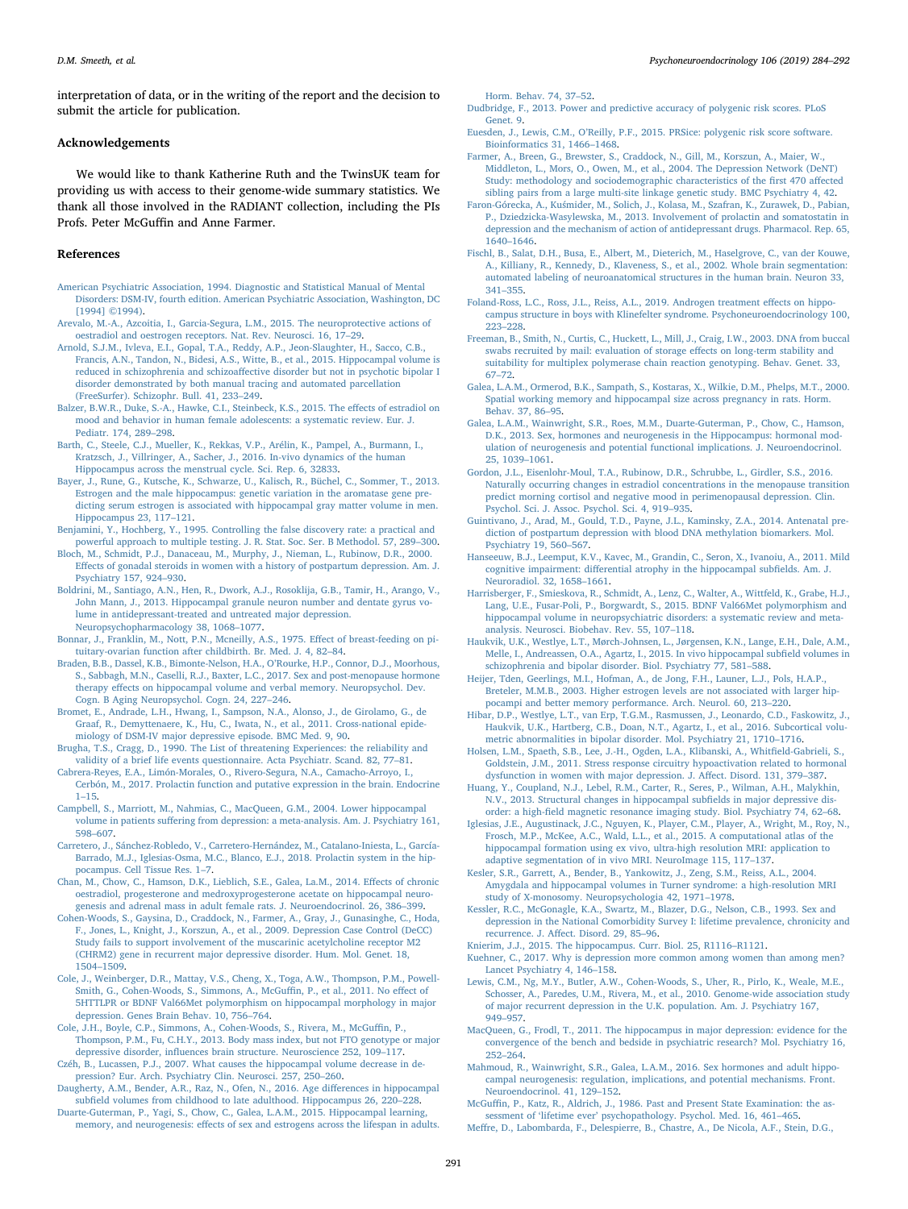interpretation of data, or in the writing of the report and the decision to submit the article for publication.

## Acknowledgements

We would like to thank Katherine Ruth and the TwinsUK team for providing us with access to their genome-wide summary statistics. We thank all those involved in the RADIANT collection, including the PIs Profs. Peter McGuffin and Anne Farmer.

## References

American Psychiatric Association, 1994. Diagnostic and Statistical Manual of Mental Disorders: DSM-IV, fourth edition. American Psychiatric Association, Washington, DC [1994] ©1994).

Arevalo, M.-A., Azcoitia, I., Garcia-Segura, L.M., 2015. The neuroprotective actions of oestradiol and oestrogen receptors. Nat. Rev. Neurosci. 16, 17–29.

Arnold, S.J.M., Ivleva, E.I., Gopal, T.A., Reddy, A.P., Jeon-Slaughter, H., Sacco, C.B., Francis, A.N., Tandon, N., Bidesi, A.S., Witte, B., et al., 2015. Hippocampal volume is reduced in schizophrenia and schizoaffective disorder but not in psychotic bipolar I disorder demonstrated by both manual tracing and automated parcellation (FreeSurfer). Schizophr. Bull. 41, 233–249.

Balzer, B.W.R., Duke, S.-A., Hawke, C.I., Steinbeck, K.S., 2015. The effects of estradiol on mood and behavior in human female adolescents: a systematic review. Eur. J. Pediatr. 174, 289–298.

Barth, C., Steele, C.J., Mueller, K., Rekkas, V.P., Arélin, K., Pampel, A., Burmann, I., Kratzsch, J., Villringer, A., Sacher, J., 2016. In-vivo dynamics of the human Hippocampus across the menstrual cycle. Sci. Rep. 6, 32833.

Bayer, J., Rune, G., Kutsche, K., Schwarze, U., Kalisch, R., Büchel, C., Sommer, T., 2013. Estrogen and the male hippocampus: genetic variation in the aromatase gene predicting serum estrogen is associated with hippocampal gray matter volume in men. Hippocampus 23, 117–121.

Benjamini, Y., Hochberg, Y., 1995. Controlling the false discovery rate: a practical and powerful approach to multiple testing. J. R. Stat. Soc. Ser. B Methodol. 57, 289–300.

Bloch, M., Schmidt, P.J., Danaceau, M., Murphy, J., Nieman, L., Rubinow, D.R., 2000. Effects of gonadal steroids in women with a history of postpartum depression. Am. J. Psychiatry 157, 924–930.

Boldrini, M., Santiago, A.N., Hen, R., Dwork, A.J., Rosoklija, G.B., Tamir, H., Arango, V., John Mann, J., 2013. Hippocampal granule neuron number and dentate gyrus volume in antidepressant-treated and untreated major depression. Neuropsychopharmacology 38, 1068–1077.

Bonnar, J., Franklin, M., Nott, P.N., Mcneilly, A.S., 1975. Effect of breast-feeding on pituitary-ovarian function after childbirth. Br. Med. J. 4, 82–84.

Braden, B.B., Dassel, K.B., Bimonte-Nelson, H.A., O'Rourke, H.P., Connor, D.J., Moorhous, S., Sabbagh, M.N., Caselli, R.J., Baxter, L.C., 2017. Sex and post-menopause hormone therapy effects on hippocampal volume and verbal memory. Neuropsychol. Dev. Cogn. B Aging Neuropsychol. Cogn. 24, 227–246.

Bromet, E., Andrade, L.H., Hwang, I., Sampson, N.A., Alonso, J., de Girolamo, G., de Graaf, R., Demyttenaere, K., Hu, C., Iwata, N., et al., 2011. Cross-national epidemiology of DSM-IV major depressive episode. BMC Med. 9, 90.

Brugha, T.S., Cragg, D., 1990. The List of threatening Experiences: the reliability and validity of a brief life events questionnaire. Acta Psychiatr. Scand. 82, 77–81.

Cabrera-Reyes, E.A., Limón-Morales, O., Rivero-Segura, N.A., Camacho-Arroyo, I., Cerbón, M., 2017. Prolactin function and putative expression in the brain. Endocrine 1–15.

Campbell, S., Marriott, M., Nahmias, C., MacQueen, G.M., 2004. Lower hippocampal volume in patients suffering from depression: a meta-analysis. Am. J. Psychiatry 161, 598–607.

Carretero, J., Sánchez-Robledo, V., Carretero-Hernández, M., Catalano-Iniesta, L., García-Barrado, M.J., Iglesias-Osma, M.C., Blanco, E.J., 2018. Prolactin system in the hippocampus. Cell Tissue Res. 1–7.

Chan, M., Chow, C., Hamson, D.K., Lieblich, S.E., Galea, La.M., 2014. Effects of chronic oestradiol, progesterone and medroxyprogesterone acetate on hippocampal neurogenesis and adrenal mass in adult female rats. J. Neuroendocrinol. 26, 386–399.

Cohen-Woods, S., Gaysina, D., Craddock, N., Farmer, A., Gray, J., Gunasinghe, C., Hoda, F., Jones, L., Knight, J., Korszun, A., et al., 2009. Depression Case Control (DeCC) Study fails to support involvement of the muscarinic acetylcholine receptor M2 (CHRM2) gene in recurrent major depressive disorder. Hum. Mol. Genet. 18, 1504–1509.

Cole, J., Weinberger, D.R., Mattay, V.S., Cheng, X., Toga, A.W., Thompson, P.M., Powell-Smith, G., Cohen-Woods, S., Simmons, A., McGuffin, P., et al., 2011. No effect of 5HTTLPR or BDNF Val66Met polymorphism on hippocampal morphology in major depression. Genes Brain Behav. 10, 756–764.

Cole, J.H., Boyle, C.P., Simmons, A., Cohen-Woods, S., Rivera, M., McGuffin, P., Thompson, P.M., Fu, C.H.Y., 2013. Body mass index, but not FTO genotype or major depressive disorder, influences brain structure. Neuroscience 252, 109–117.

Czéh, B., Lucassen, P.J., 2007. What causes the hippocampal volume decrease in depression? Eur. Arch. Psychiatry Clin. Neurosci. 257, 250–260.

Daugherty, A.M., Bender, A.R., Raz, N., Ofen, N., 2016. Age differences in hippocampal subfield volumes from childhood to late adulthood. Hippocampus 26, 220–228.

Duarte-Guterman, P., Yagi, S., Chow, C., Galea, L.A.M., 2015. Hippocampal learning, memory, and neurogenesis: effects of sex and estrogens across the lifespan in adults. Horm. Behav. 74, 37–52.

Dudbridge, F., 2013. Power and predictive accuracy of polygenic risk scores. PLoS Genet. 9.

Euesden, J., Lewis, C.M., O'Reilly, P.F., 2015. PRSice: polygenic risk score software. Bioinformatics 31, 1466–1468.

Farmer, A., Breen, G., Brewster, S., Craddock, N., Gill, M., Korszun, A., Maier, W., Middleton, L., Mors, O., Owen, M., et al., 2004. The Depression Network (DeNT) Study: methodology and sociodemographic characteristics of the first 470 affected sibling pairs from a large multi-site linkage genetic study. BMC Psychiatry 4, 42.

Faron-Górecka, A., Kuśmider, M., Solich, J., Kolasa, M., Szafran, K., Zurawek, D., Pabian, P., Dziedzicka-Wasylewska, M., 2013. Involvement of prolactin and somatostatin in depression and the mechanism of action of antidepressant drugs. Pharmacol. Rep. 65, 1640–1646.

Fischl, B., Salat, D.H., Busa, E., Albert, M., Dieterich, M., Haselgrove, C., van der Kouwe, A., Killiany, R., Kennedy, D., Klaveness, S., et al., 2002. Whole brain segmentation: automated labeling of neuroanatomical structures in the human brain. Neuron 33, 341–355.

Foland-Ross, L.C., Ross, J.L., Reiss, A.L., 2019. Androgen treatment effects on hippocampus structure in boys with Klinefelter syndrome. Psychoneuroendocrinology 100, 223–228.

Freeman, B., Smith, N., Curtis, C., Huckett, L., Mill, J., Craig, I.W., 2003. DNA from buccal swabs recruited by mail: evaluation of storage effects on long-term stability and suitability for multiplex polymerase chain reaction genotyping. Behav. Genet. 33, 67–72.

Galea, L.A.M., Ormerod, B.K., Sampath, S., Kostaras, X., Wilkie, D.M., Phelps, M.T., 2000. Spatial working memory and hippocampal size across pregnancy in rats. Horm. Behav. 37, 86–95.

Galea, L.A.M., Wainwright, S.R., Roes, M.M., Duarte-Guterman, P., Chow, C., Hamson, D.K., 2013. Sex, hormones and neurogenesis in the Hippocampus: hormonal modulation of neurogenesis and potential functional implications. J. Neuroendocrinol. 25, 1039–1061.

Gordon, J.L., Eisenlohr-Moul, T.A., Rubinow, D.R., Schrubbe, L., Girdler, S.S., 2016. Naturally occurring changes in estradiol concentrations in the menopause transition predict morning cortisol and negative mood in perimenopausal depression. Clin. Psychol. Sci. J. Assoc. Psychol. Sci. 4, 919–935.

Guintivano, J., Arad, M., Gould, T.D., Payne, J.L., Kaminsky, Z.A., 2014. Antenatal prediction of postpartum depression with blood DNA methylation biomarkers. Mol. Psychiatry 19, 560–567.

Hanseeuw, B.J., Leemput, K.V., Kavec, M., Grandin, C., Seron, X., Ivanoiu, A., 2011. Mild cognitive impairment: differential atrophy in the hippocampal subfields. Am. J. Neuroradiol. 32, 1658–1661.

Harrisberger, F., Smieskova, R., Schmidt, A., Lenz, C., Walter, A., Wittfeld, K., Grabe, H.J., Lang, U.E., Fusar-Poli, P., Borgwardt, S., 2015. BDNF Val66Met polymorphism and hippocampal volume in neuropsychiatric disorders: a systematic review and meta-analysis. Neurosci. Biobehav. Rev. 55, 107–118.

Haukvik, U.K., Westlye, L.T., Mørch-Johnsen, L., Jørgensen, K.N., Lange, E.H., Dale, A.M., Melle, I., Andreassen, O.A., Agartz, I., 2015. In vivo hippocampal subfield volumes in schizophrenia and bipolar disorder. Biol. Psychiatry 77, 581–588.

Heijer, Tden, Geerlings, M.I., Hofman, A., de Jong, F.H., Launer, L.J., Pols, H.A.P., Breteler, M.M.B., 2003. Higher estrogen levels are not associated with larger hippocampi and better memory performance. Arch. Neurol. 60, 213–220.

Hibar, D.P., Westlye, L.T., van Erp, T.G.M., Rasmussen, J., Leonardo, C.D., Faskowitz, J., Haukvik, U.K., Hartberg, C.B., Doan, N.T., Agartz, I., et al., 2016. Subcortical volumetric abnormalities in bipolar disorder. Mol. Psychiatry 21, 1710–1716.

Holsen, L.M., Spaeth, S.B., Lee, J.-H., Ogden, L.A., Klibanski, A., Whitfield-Gabrieli, S., Goldstein, J.M., 2011. Stress response circuitry hypoactivation related to hormonal dysfunction in women with major depression. J. Affect. Disord. 131, 379–387.

Huang, Y., Coupland, N.J., Lebel, R.M., Carter, R., Seres, P., Wilman, A.H., Malykhin, N.V., 2013. Structural changes in hippocampal subfields in major depressive disorder: a high-field magnetic resonance imaging study. Biol. Psychiatry 74, 62–68.

Iglesias, J.E., Augustinack, J.C., Nguyen, K., Player, C.M., Player, A., Wright, M., Roy, N., Frosch, M.P., McKee, A.C., Wald, L.L., et al., 2015. A computational atlas of the hippocampal formation using ex vivo, ultra-high resolution MRI: application to adaptive segmentation of in vivo MRI. NeuroImage 115, 117–137.

Kesler, S.R., Garrett, A., Bender, B., Yankowitz, J., Zeng, S.M., Reiss, A.L., 2004. Amygdala and hippocampal volumes in Turner syndrome: a high-resolution MRI study of X-monosomy. Neuropsychologia 42, 1971–1978.

Kessler, R.C., McGonagle, K.A., Swartz, M., Blazer, D.G., Nelson, C.B., 1993. Sex and depression in the National Comorbidity Survey I: lifetime prevalence, chronicity and recurrence. J. Affect. Disord. 29, 85–96.

Knierim, J.J., 2015. The hippocampus. Curr. Biol. 25, R1116–R1121.

Kuehner, C., 2017. Why is depression more common among women than among men? Lancet Psychiatry 4, 146–158.

Lewis, C.M., Ng, M.Y., Butler, A.W., Cohen-Woods, S., Uher, R., Pirlo, K., Weale, M.E., Schosser, A., Paredes, U.M., Rivera, M., et al., 2010. Genome-wide association study of major recurrent depression in the U.K. population. Am. J. Psychiatry 167, 949–957.

MacQueen, G., Frodl, T., 2011. The hippocampus in major depression: evidence for the convergence of the bench and bedside in psychiatric research? Mol. Psychiatry 16, 252–264.

Mahmoud, R., Wainwright, S.R., Galea, L.A.M., 2016. Sex hormones and adult hippocampal neurogenesis: regulation, implications, and potential mechanisms. Front. Neuroendocrinol. 41, 129–152.

McGuffin, P., Katz, R., Aldrich, J., 1986. Past and Present State Examination: the assessment of 'lifetime ever' psychopathology. Psychol. Med. 16, 461–465.

Meffre, D., Labombarda, F., Delespierre, B., Chastre, A., De Nicola, A.F., Stein, D.G.,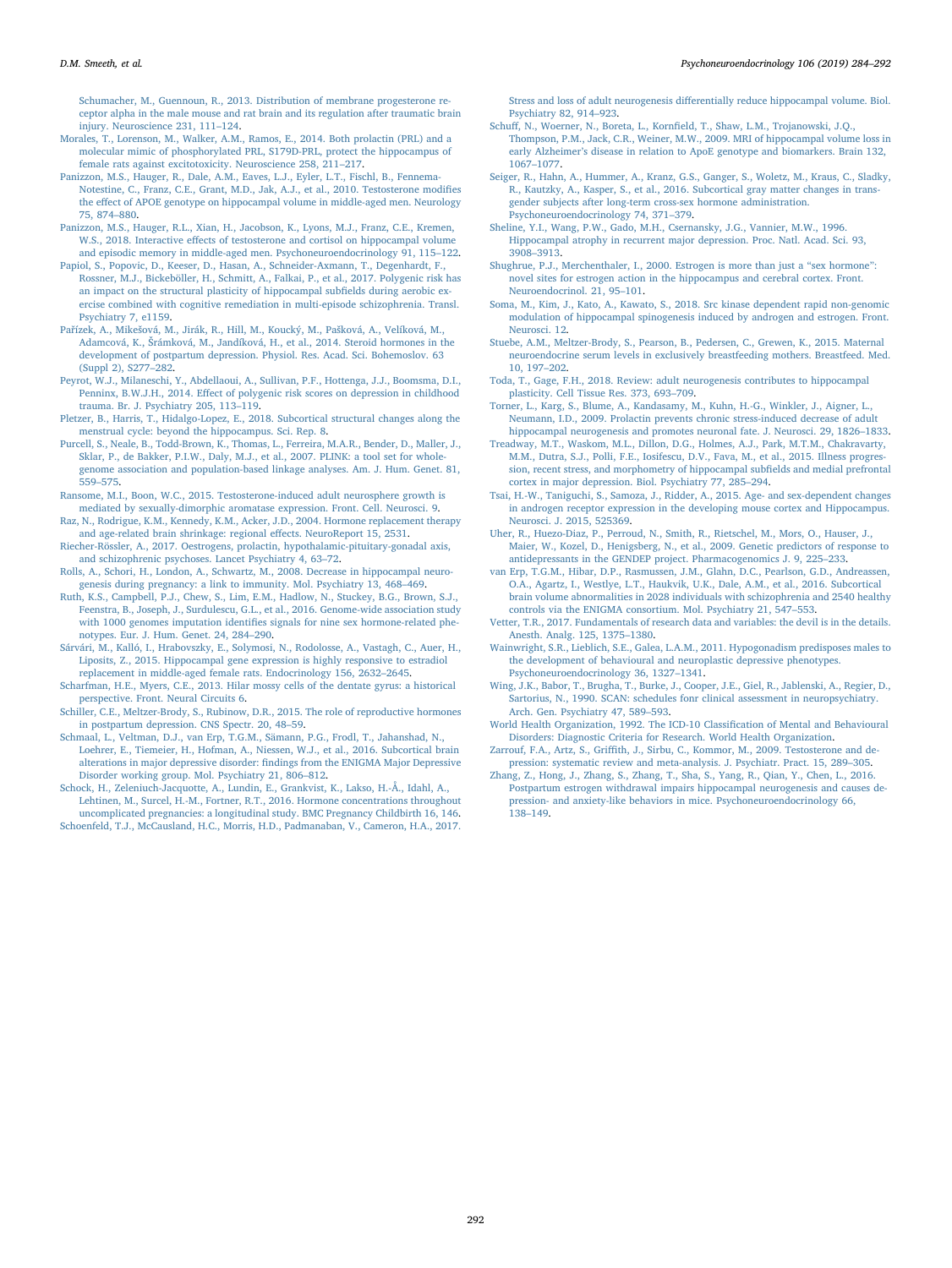Schumacher, M., Guennoun, R., 2013. Distribution of membrane progesterone receptor alpha in the male mouse and rat brain and its regulation after traumatic brain injury. Neuroscience 231, 111–124.

Morales, T., Lorenson, M., Walker, A.M., Ramos, E., 2014. Both prolactin (PRL) and a molecular mimic of phosphorylated PRL, S179D-PRL, protect the hippocampus of female rats against excitotoxicity. Neuroscience 258, 211–217.

Panizzon, M.S., Hauger, R., Dale, A.M., Eaves, L.J., Eyler, L.T., Fischl, B., Fennema-Notestine, C., Franz, C.E., Grant, M.D., Jak, A.J., et al., 2010. Testosterone modifies the effect of APOE genotype on hippocampal volume in middle-aged men. Neurology 75, 874–880.

Panizzon, M.S., Hauger, R.L., Xian, H., Jacobson, K., Lyons, M.J., Franz, C.E., Kremen, W.S., 2018. Interactive effects of testosterone and cortisol on hippocampal volume and episodic memory in middle-aged men. Psychoneuroendocrinology 91, 115–122.

Papiol, S., Popovic, D., Keeser, D., Hasan, A., Schneider-Axmann, T., Degenhardt, F., Rossner, M.J., Bickeböller, H., Schmitt, A., Falkai, P., et al., 2017. Polygenic risk has an impact on the structural plasticity of hippocampal subfields during aerobic exercise combined with cognitive remediation in multi-episode schizophrenia. Transl. Psychiatry 7, e1159.

Pařízek, A., Mikešová, M., Jirák, R., Hill, M., Koucký, M., Pašková, A., Velíková, M., Adamcová, K., Šrámková, M., Jandíková, H., et al., 2014. Steroid hormones in the development of postpartum depression. Physiol. Res. Acad. Sci. Bohemoslov. 63 (Suppl 2), S277–282.

Peyrot, W.J., Milaneschi, Y., Abdellaoui, A., Sullivan, P.F., Hottenga, J.J., Boomsma, D.I., Penninx, B.W.J.H., 2014. Effect of polygenic risk scores on depression in childhood trauma. Br. J. Psychiatry 205, 113–119.

Pletzer, B., Harris, T., Hidalgo-Lopez, E., 2018. Subcortical structural changes along the menstrual cycle: beyond the hippocampus. Sci. Rep. 8.

Purcell, S., Neale, B., Todd-Brown, K., Thomas, L., Ferreira, M.A.R., Bender, D., Maller, J., Sklar, P., de Bakker, P.I.W., Daly, M.J., et al., 2007. PLINK: a tool set for whole-genome association and population-based linkage analyses. Am. J. Hum. Genet. 81, 559–575.

Ransome, M.I., Boon, W.C., 2015. Testosterone-induced adult neurosphere growth is mediated by sexually-dimorphic aromatase expression. Front. Cell. Neurosci. 9.

Raz, N., Rodrigue, K.M., Kennedy, K.M., Acker, J.D., 2004. Hormone replacement therapy and age-related brain shrinkage: regional effects. NeuroReport 15, 2531.

Riecher-Rössler, A., 2017. Oestrogens, prolactin, hypothalamic-pituitary-gonadal axis, and schizophrenic psychoses. Lancet Psychiatry 4, 63–72.

Rolls, A., Schori, H., London, A., Schwartz, M., 2008. Decrease in hippocampal neurogenesis during pregnancy: a link to immunity. Mol. Psychiatry 13, 468–469.

Ruth, K.S., Campbell, P.J., Chew, S., Lim, E.M., Hadlow, N., Stuckey, B.G., Brown, S.J., Feenstra, B., Joseph, J., Surdulescu, G.L., et al., 2016. Genome-wide association study with 1000 genomes imputation identifies signals for nine sex hormone-related phenotypes. Eur. J. Hum. Genet. 24, 284–290.

Sárvári, M., Kalló, I., Hrabovszky, E., Solymosi, N., Rodolosse, A., Vastagh, C., Auer, H., Liposits, Z., 2015. Hippocampal gene expression is highly responsive to estradiol replacement in middle-aged female rats. Endocrinology 156, 2632–2645.

Scharfman, H.E., Myers, C.E., 2013. Hilar mossy cells of the dentate gyrus: a historical perspective. Front. Neural Circuits 6.

Schiller, C.E., Meltzer-Brody, S., Rubinow, D.R., 2015. The role of reproductive hormones in postpartum depression. CNS Spectr. 20, 48–59.

Schmaal, L., Veltman, D.J., van Erp, T.G.M., Sämann, P.G., Frodl, T., Jahanshad, N., Loehrer, E., Tiemeier, H., Hofman, A., Niessen, W.J., et al., 2016. Subcortical brain alterations in major depressive disorder: findings from the ENIGMA Major Depressive Disorder working group. Mol. Psychiatry 21, 806–812.

Schock, H., Zeleniuch-Jacquotte, A., Lundin, E., Grankvist, K., Lakso, H.-Å., Idahl, A., Lehtinen, M., Surcel, H.-M., Fortner, R.T., 2016. Hormone concentrations throughout uncomplicated pregnancies: a longitudinal study. BMC Pregnancy Childbirth 16, 146.

Schoenfeld, T.J., McCausland, H.C., Morris, H.D., Padmanaban, V., Cameron, H.A., 2017. Stress and loss of adult neurogenesis differentially reduce hippocampal volume. Biol. Psychiatry 82, 914–923.

Schuff, N., Woerner, N., Boreta, L., Kornfield, T., Shaw, L.M., Trojanowski, J.Q., Thompson, P.M., Jack, C.R., Weiner, M.W., 2009. MRI of hippocampal volume loss in early Alzheimer's disease in relation to ApoE genotype and biomarkers. Brain 132, 1067–1077.

Seiger, R., Hahn, A., Hummer, A., Kranz, G.S., Ganger, S., Woletz, M., Kraus, C., Sladky, R., Kautzky, A., Kasper, S., et al., 2016. Subcortical gray matter changes in transgender subjects after long-term cross-sex hormone administration. Psychoneuroendocrinology 74, 371–379.

Sheline, Y.I., Wang, P.W., Gado, M.H., Csernansky, J.G., Vannier, M.W., 1996. Hippocampal atrophy in recurrent major depression. Proc. Natl. Acad. Sci. 93, 3908–3913.

Shughrue, P.J., Merchenthaler, I., 2000. Estrogen is more than just a "sex hormone": novel sites for estrogen action in the hippocampus and cerebral cortex. Front. Neuroendocrinol. 21, 95–101.

Soma, M., Kim, J., Kato, A., Kawato, S., 2018. Src kinase dependent rapid non-genomic modulation of hippocampal spinogenesis induced by androgen and estrogen. Front. Neurosci. 12.

Stuebe, A.M., Meltzer-Brody, S., Pearson, B., Pedersen, C., Grewen, K., 2015. Maternal neuroendocrine serum levels in exclusively breastfeeding mothers. Breastfeed. Med. 10, 197–202.

Toda, T., Gage, F.H., 2018. Review: adult neurogenesis contributes to hippocampal plasticity. Cell Tissue Res. 373, 693–709.

Torner, L., Karg, S., Blume, A., Kandasamy, M., Kuhn, H.-G., Winkler, J., Aigner, L., Neumann, I.D., 2009. Prolactin prevents chronic stress-induced decrease of adult hippocampal neurogenesis and promotes neuronal fate. J. Neurosci. 29, 1826–1833.

Treadway, M.T., Waskom, M.L., Dillon, D.G., Holmes, A.J., Park, M.T.M., Chakravarty, M.M., Dutra, S.J., Polli, F.E., Iosifescu, D.V., Fava, M., et al., 2015. Illness progression, recent stress, and morphometry of hippocampal subfields and medial prefrontal cortex in major depression. Biol. Psychiatry 77, 285–294.

Tsai, H.-W., Taniguchi, S., Samoza, J., Ridder, A., 2015. Age- and sex-dependent changes in androgen receptor expression in the developing mouse cortex and Hippocampus. Neurosci. J. 2015, 525369.

Uher, R., Huezo-Diaz, P., Perroud, N., Smith, R., Rietschel, M., Mors, O., Hauser, J., Maier, W., Kozel, D., Henigsberg, N., et al., 2009. Genetic predictors of response to antidepressants in the GENDEP project. Pharmacogenomics J. 9, 225–233.

van Erp, T.G.M., Hibar, D.P., Rasmussen, J.M., Glahn, D.C., Pearlson, G.D., Andreassen, O.A., Agartz, I., Westlye, L.T., Haukvik, U.K., Dale, A.M., et al., 2016. Subcortical brain volume abnormalities in 2028 individuals with schizophrenia and 2540 healthy controls via the ENIGMA consortium. Mol. Psychiatry 21, 547–553.

Vetter, T.R., 2017. Fundamentals of research data and variables: the devil is in the details. Anesth. Analg. 125, 1375–1380.

Wainwright, S.R., Lieblich, S.E., Galea, L.A.M., 2011. Hypogonadism predisposes males to the development of behavioural and neuroplastic depressive phenotypes. Psychoneuroendocrinology 36, 1327–1341.

Wing, J.K., Babor, T., Brugha, T., Burke, J., Cooper, J.E., Giel, R., Jablenski, A., Regier, D., Sartorius, N., 1990. SCAN: schedules fonr clinical assessment in neuropsychiatry. Arch. Gen. Psychiatry 47, 589–593.

World Health Organization, 1992. The ICD-10 Classification of Mental and Behavioural Disorders: Diagnostic Criteria for Research. World Health Organization.

Zarrouf, F.A., Artz, S., Griffith, J., Sirbu, C., Kommor, M., 2009. Testosterone and depression: systematic review and meta-analysis. J. Psychiatr. Pract. 15, 289–305.

Zhang, Z., Hong, J., Zhang, S., Zhang, T., Sha, S., Yang, R., Qian, Y., Chen, L., 2016. Postpartum estrogen withdrawal impairs hippocampal neurogenesis and causes depression- and anxiety-like behaviors in mice. Psychoneuroendocrinology 66, 138–149.